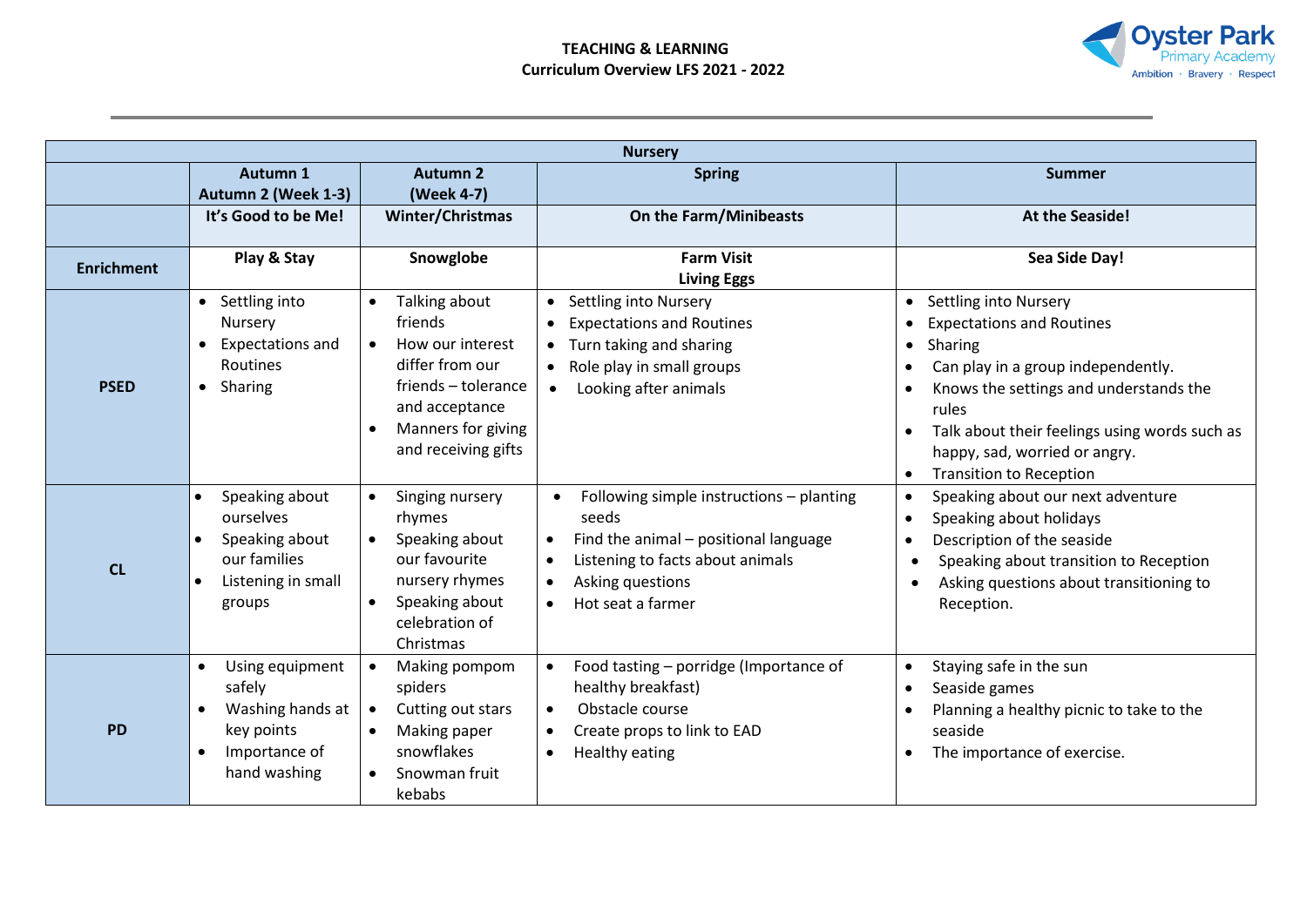**TEACHING & LEARNING**
**Curriculum Overview LFS 2021 - 2022**

| Nursery | | | | |
|---|---|---|---|---|
| | **Autumn 1 Autumn 2 (Week 1-3)** | **Autumn 2 (Week 4-7)** | **Spring** | **Summer** |
| | **It's Good to be Me!** | **Winter/Christmas** | **On the Farm/Minibeasts** | **At the Seaside!** |
| **Enrichment** | **Play & Stay** | **Snowglobe** | **Farm Visit Living Eggs** | **Sea Side Day!** |
| **PSED** | • Settling into Nursery<br>• Expectations and Routines<br>• Sharing | • Talking about friends<br>• How our interest differ from our friends – tolerance and acceptance<br>• Manners for giving and receiving gifts | • Settling into Nursery<br>• Expectations and Routines<br>• Turn taking and sharing<br>• Role play in small groups<br>• Looking after animals | • Settling into Nursery<br>• Expectations and Routines<br>• Sharing<br>• Can play in a group independently.<br>• Knows the settings and understands the rules<br>• Talk about their feelings using words such as happy, sad, worried or angry.<br>• Transition to Reception |
| **CL** | • Speaking about ourselves<br>• Speaking about our families<br>• Listening in small groups | • Singing nursery rhymes<br>• Speaking about our favourite nursery rhymes<br>• Speaking about celebration of Christmas | • Following simple instructions – planting seeds<br>• Find the animal – positional language<br>• Listening to facts about animals<br>• Asking questions<br>• Hot seat a farmer | • Speaking about our next adventure<br>• Speaking about holidays<br>• Description of the seaside<br>• Speaking about transition to Reception<br>• Asking questions about transitioning to Reception. |
| **PD** | • Using equipment safely<br>• Washing hands at key points<br>• Importance of hand washing | • Making pompom spiders<br>• Cutting out stars<br>• Making paper snowflakes<br>• Snowman fruit kebabs | • Food tasting – porridge (Importance of healthy breakfast)<br>• Obstacle course<br>• Create props to link to EAD<br>• Healthy eating | • Staying safe in the sun<br>• Seaside games<br>• Planning a healthy picnic to take to the seaside<br>• The importance of exercise. |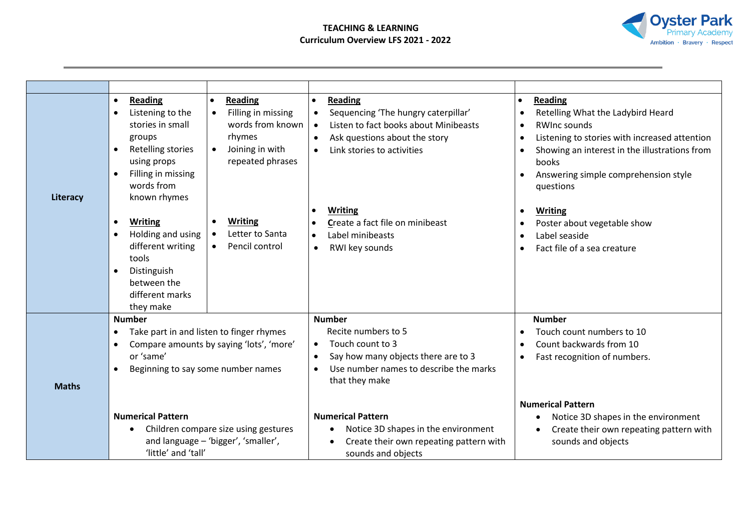**TEACHING & LEARNING**
**Curriculum Overview LFS 2021 - 2022**

| | | | | |
|---|---|---|---|---|
| **Literacy** | • **Reading**<br>• Listening to the stories in small groups<br>• Retelling stories using props<br>• Filling in missing words from known rhymes<br><br>• **Writing**<br>• Holding and using different writing tools<br>• Distinguish between the different marks they make | • **Reading**<br>• Filling in missing words from known rhymes<br>• Joining in with repeated phrases<br><br>• **Writing**<br>• Letter to Santa<br>• Pencil control | • **Reading**<br>• Sequencing 'The hungry caterpillar'<br>• Listen to fact books about Minibeasts<br>• Ask questions about the story<br>• Link stories to activities<br><br>• **Writing**<br>• Create a fact file on minibeast<br>• Label minibeasts<br>• RWI key sounds | • **Reading**<br>• Retelling What the Ladybird Heard<br>• RWInc sounds<br>• Listening to stories with increased attention<br>• Showing an interest in the illustrations from books<br>• Answering simple comprehension style questions<br><br>• **Writing**<br>• Poster about vegetable show<br>• Label seaside<br>• Fact file of a sea creature |
| **Maths** | **Number**<br>• Take part in and listen to finger rhymes<br>• Compare amounts by saying 'lots', 'more' or 'same'<br>• Beginning to say some number names<br><br>**Numerical Pattern**<br>• Children compare size using gestures and language – 'bigger', 'smaller', 'little' and 'tall' | | **Number**<br>Recite numbers to 5<br>• Touch count to 3<br>• Say how many objects there are to 3<br>• Use number names to describe the marks that they make<br><br>**Numerical Pattern**<br>• Notice 3D shapes in the environment<br>• Create their own repeating pattern with sounds and objects | **Number**<br>• Touch count numbers to 10<br>• Count backwards from 10<br>• Fast recognition of numbers.<br><br>**Numerical Pattern**<br>• Notice 3D shapes in the environment<br>• Create their own repeating pattern with sounds and objects |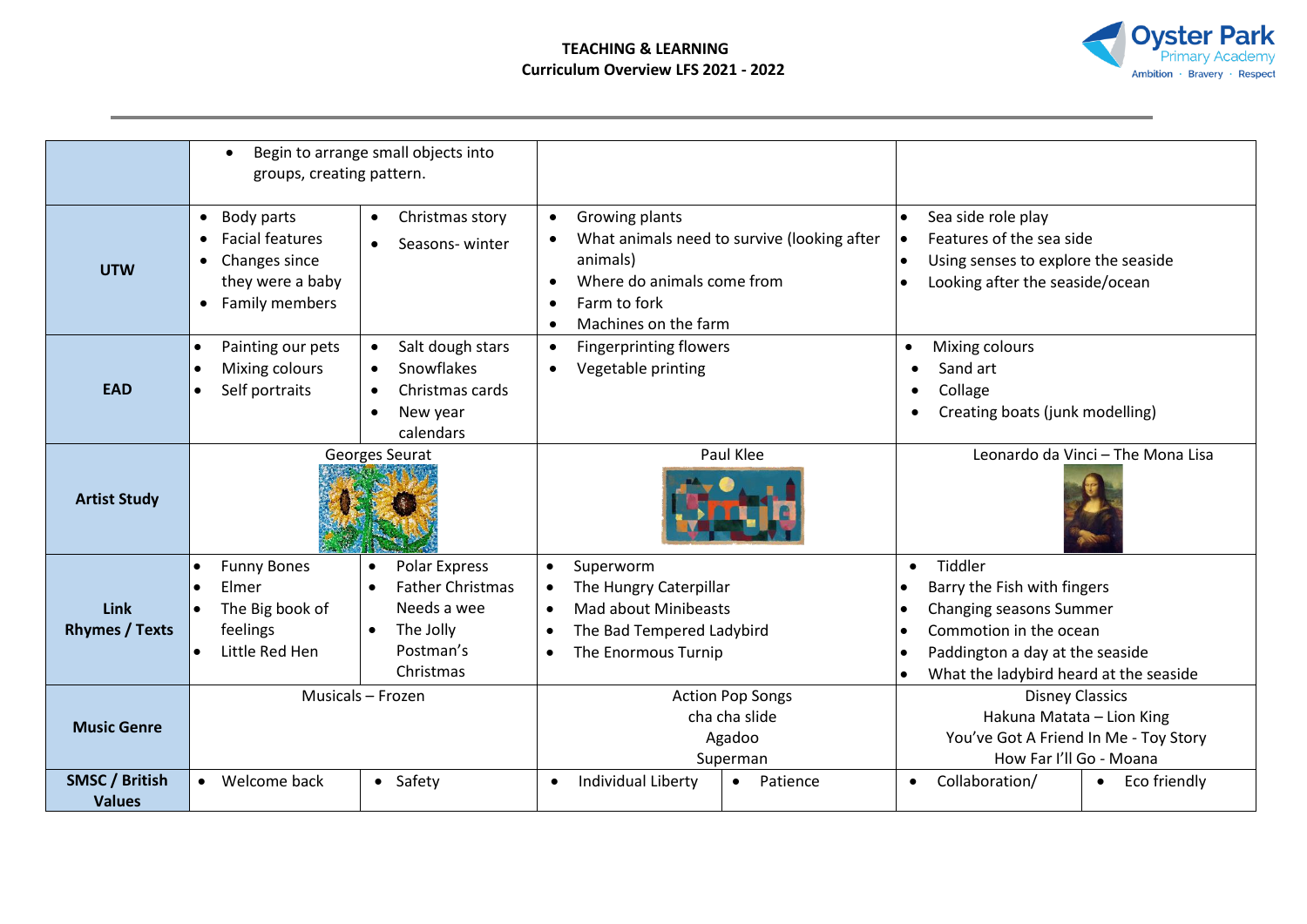**TEACHING & LEARNING**
**Curriculum Overview LFS 2021 - 2022**

| | | | | | | |
|---|---|---|---|---|---|---|
| | • Begin to arrange small objects into groups, creating pattern. | | | | | |
| **UTW** | • Body parts<br>• Facial features<br>• Changes since they were a baby<br>• Family members | • Christmas story<br>• Seasons- winter | • Growing plants<br>• What animals need to survive (looking after animals)<br>• Where do animals come from<br>• Farm to fork<br>• Machines on the farm | | • Sea side role play<br>• Features of the sea side<br>• Using senses to explore the seaside<br>• Looking after the seaside/ocean | |
| **EAD** | • Painting our pets<br>• Mixing colours<br>• Self portraits | • Salt dough stars<br>• Snowflakes<br>• Christmas cards<br>• New year calendars | • Fingerprinting flowers<br>• Vegetable printing | | • Mixing colours<br>• Sand art<br>• Collage<br>• Creating boats (junk modelling) | |
| **Artist Study** | Georges Seurat | | Paul Klee | | Leonardo da Vinci – The Mona Lisa | |
| **Link Rhymes / Texts** | • Funny Bones<br>• Elmer<br>• The Big book of feelings<br>• Little Red Hen | • Polar Express<br>• Father Christmas Needs a wee<br>• The Jolly Postman's Christmas | • Superworm<br>• The Hungry Caterpillar<br>• Mad about Minibeasts<br>• The Bad Tempered Ladybird<br>• The Enormous Turnip | | • Tiddler<br>• Barry the Fish with fingers<br>• Changing seasons Summer<br>• Commotion in the ocean<br>• Paddington a day at the seaside<br>• What the ladybird heard at the seaside | |
| **Music Genre** | Musicals – Frozen | | Action Pop Songs<br>cha cha slide<br>Agadoo<br>Superman | | Disney Classics<br>Hakuna Matata – Lion King<br>You've Got A Friend In Me - Toy Story<br>How Far I'll Go - Moana | |
| **SMSC / British Values** | • Welcome back | • Safety | • Individual Liberty | • Patience | • Collaboration/ | • Eco friendly |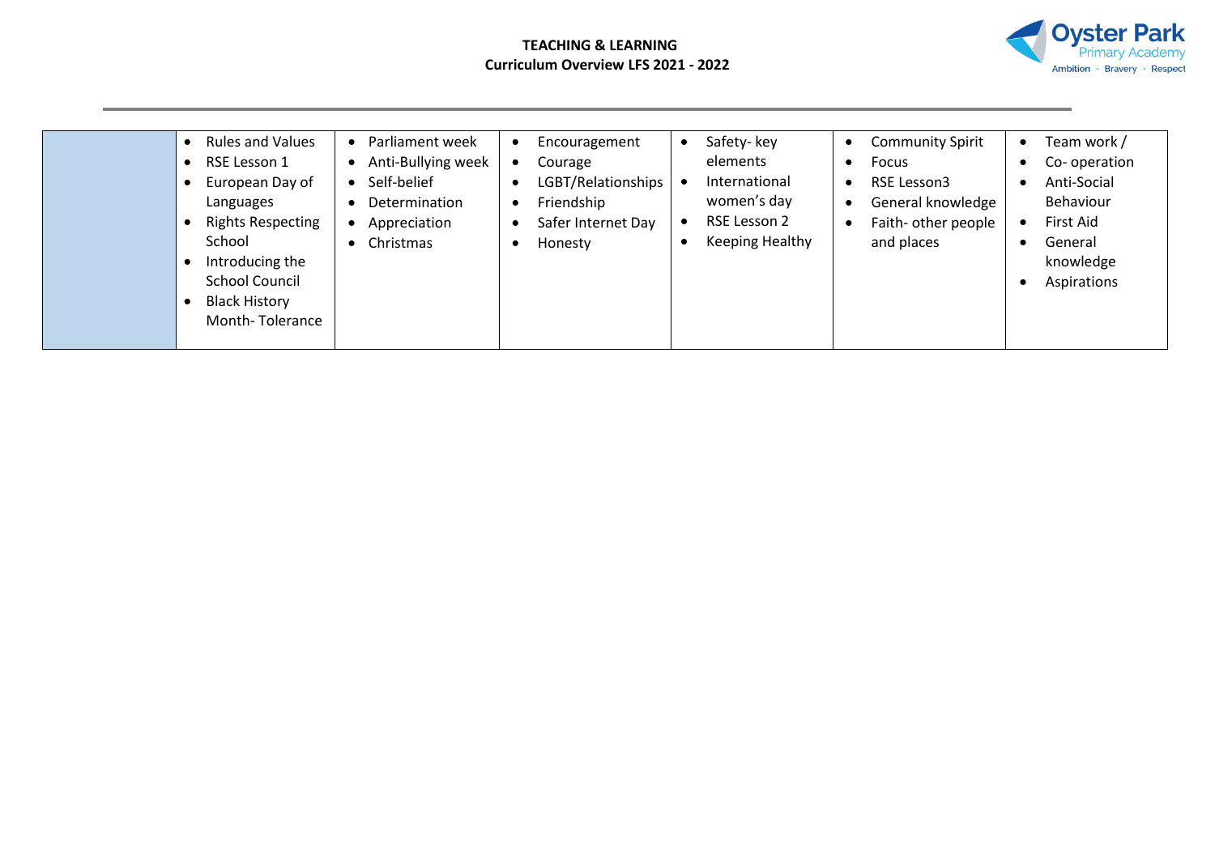**TEACHING & LEARNING**
**Curriculum Overview LFS 2021 - 2022**

| | | | | | | |
|---|---|---|---|---|---|---|
| | • Rules and Values<br>• RSE Lesson 1<br>• European Day of Languages<br>• Rights Respecting School<br>• Introducing the School Council<br>• Black History Month- Tolerance | • Parliament week<br>• Anti-Bullying week<br>• Self-belief<br>• Determination<br>• Appreciation<br>• Christmas | • Encouragement<br>• Courage<br>• LGBT/Relationships<br>• Friendship<br>• Safer Internet Day<br>• Honesty | • Safety- key elements<br>• International women's day<br>• RSE Lesson 2<br>• Keeping Healthy | • Community Spirit<br>• Focus<br>• RSE Lesson3<br>• General knowledge<br>• Faith- other people and places | • Team work /<br>• Co- operation<br>• Anti-Social Behaviour<br>• First Aid<br>• General knowledge<br>• Aspirations |